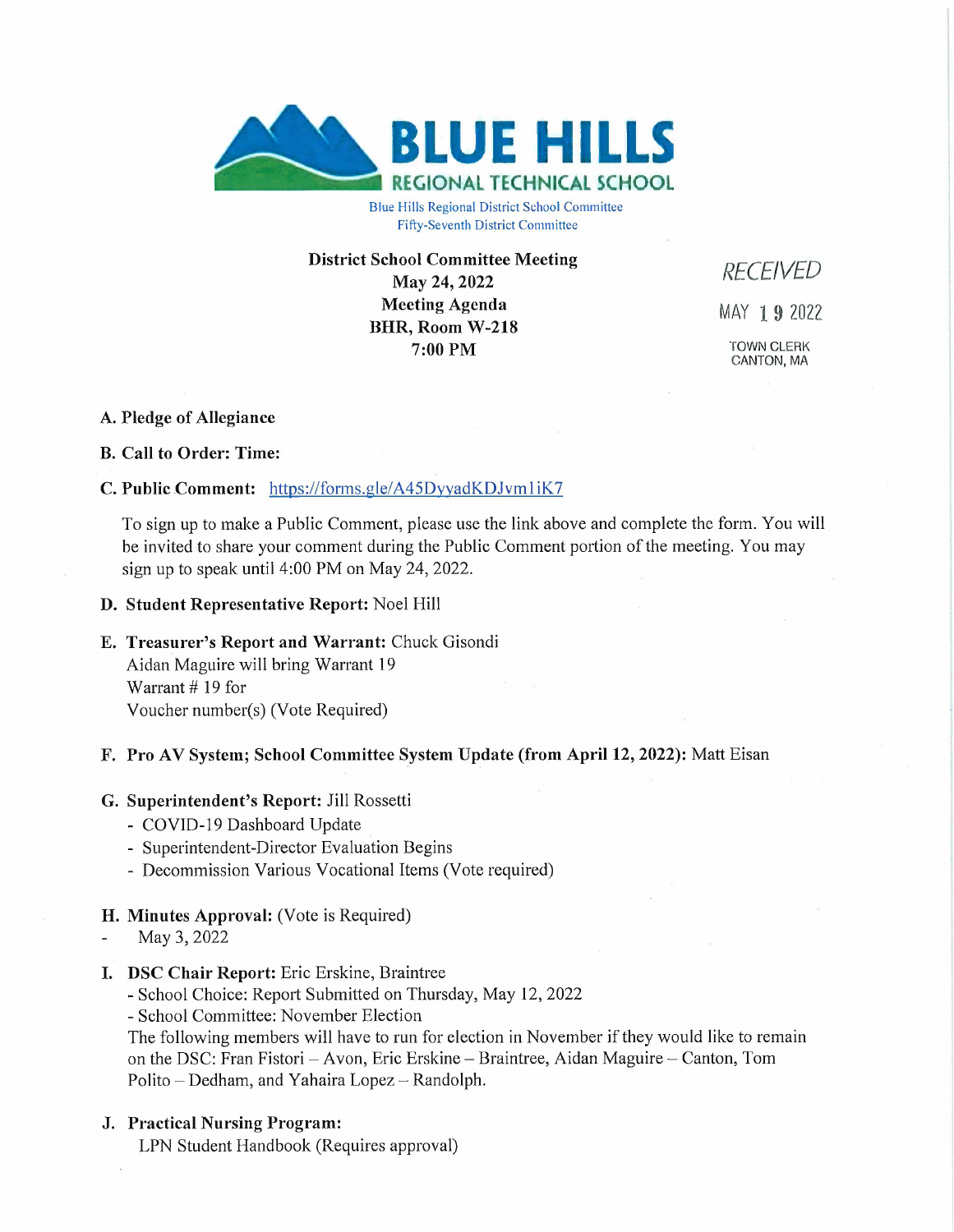# BLUE HILLS REGIONAL TECHNICAL SCHOOL

Blue Hills Regional District School Committee
Fifty-Seventh District Committee

**District School Committee Meeting**
**May 24, 2022**
**Meeting Agenda**
**BHR, Room W-218**
**7:00 PM**

RECEIVED
MAY 19 2022
TOWN CLERK
CANTON, MA

**A. Pledge of Allegiance**

**B. Call to Order: Time:**

**C. Public Comment:** https://forms.gle/A45DyyadKDJvm1iK7

To sign up to make a Public Comment, please use the link above and complete the form. You will be invited to share your comment during the Public Comment portion of the meeting. You may sign up to speak until 4:00 PM on May 24, 2022.

**D. Student Representative Report:** Noel Hill

**E. Treasurer's Report and Warrant:** Chuck Gisondi
Aidan Maguire will bring Warrant 19
Warrant # 19 for
Voucher number(s) (Vote Required)

**F. Pro AV System; School Committee System Update (from April 12, 2022):** Matt Eisan

**G. Superintendent's Report:** Jill Rossetti
- COVID-19 Dashboard Update
- Superintendent-Director Evaluation Begins
- Decommission Various Vocational Items (Vote required)

**H. Minutes Approval:** (Vote is Required)
- May 3, 2022

**I. DSC Chair Report:** Eric Erskine, Braintree
- School Choice: Report Submitted on Thursday, May 12, 2022
- School Committee: November Election

The following members will have to run for election in November if they would like to remain on the DSC: Fran Fistori – Avon, Eric Erskine – Braintree, Aidan Maguire – Canton, Tom Polito – Dedham, and Yahaira Lopez – Randolph.

**J. Practical Nursing Program:**
LPN Student Handbook (Requires approval)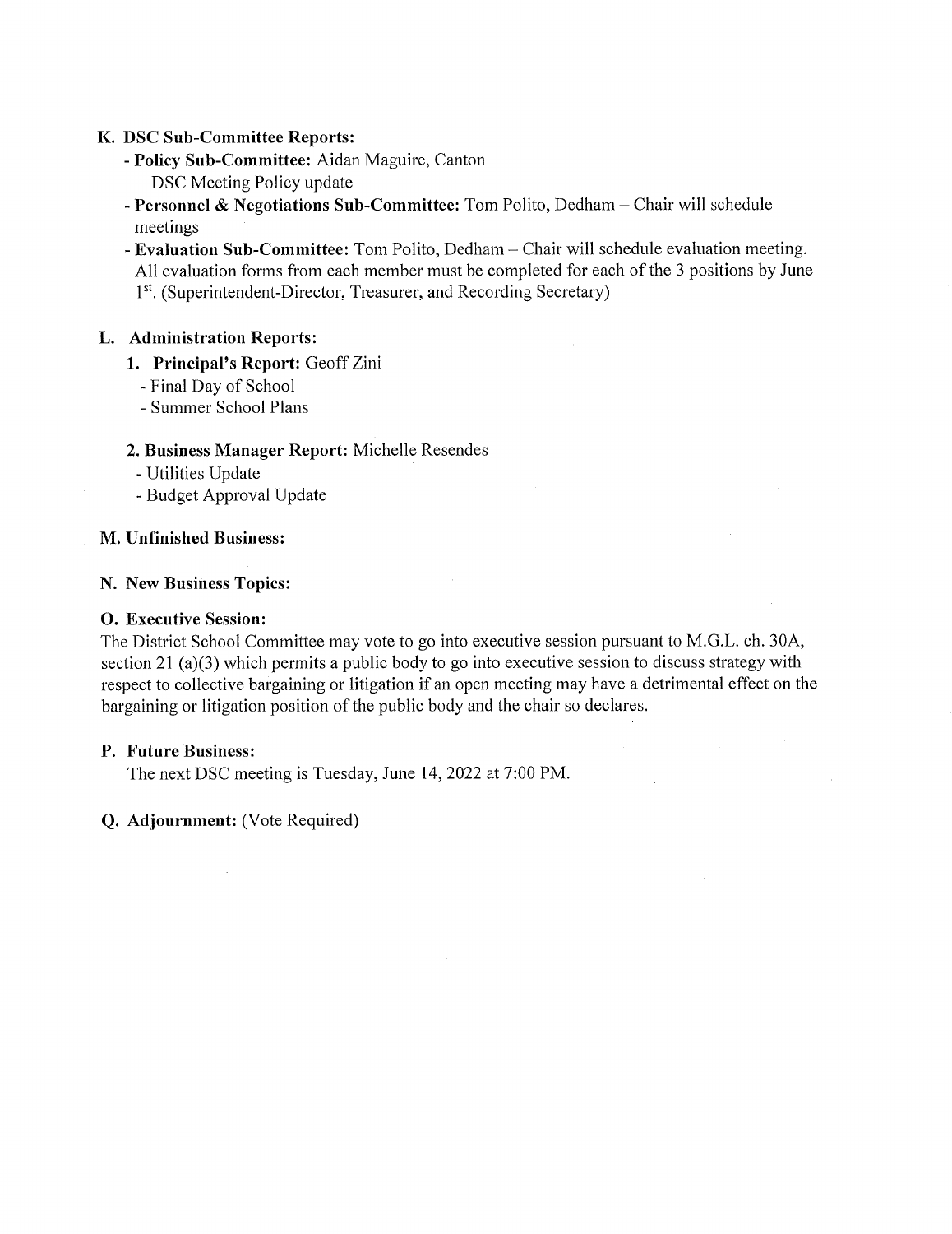**K. DSC Sub-Committee Reports:**

- **Policy Sub-Committee:** Aidan Maguire, Canton
  DSC Meeting Policy update
- **Personnel & Negotiations Sub-Committee:** Tom Polito, Dedham – Chair will schedule meetings
- **Evaluation Sub-Committee:** Tom Polito, Dedham – Chair will schedule evaluation meeting. All evaluation forms from each member must be completed for each of the 3 positions by June 1st. (Superintendent-Director, Treasurer, and Recording Secretary)

**L. Administration Reports:**

1. **Principal's Report:** Geoff Zini
   - Final Day of School
   - Summer School Plans

2. **Business Manager Report:** Michelle Resendes
   - Utilities Update
   - Budget Approval Update

**M. Unfinished Business:**

**N. New Business Topics:**

**O. Executive Session:**

The District School Committee may vote to go into executive session pursuant to M.G.L. ch. 30A, section 21 (a)(3) which permits a public body to go into executive session to discuss strategy with respect to collective bargaining or litigation if an open meeting may have a detrimental effect on the bargaining or litigation position of the public body and the chair so declares.

**P. Future Business:**

The next DSC meeting is Tuesday, June 14, 2022 at 7:00 PM.

**Q. Adjournment:** (Vote Required)